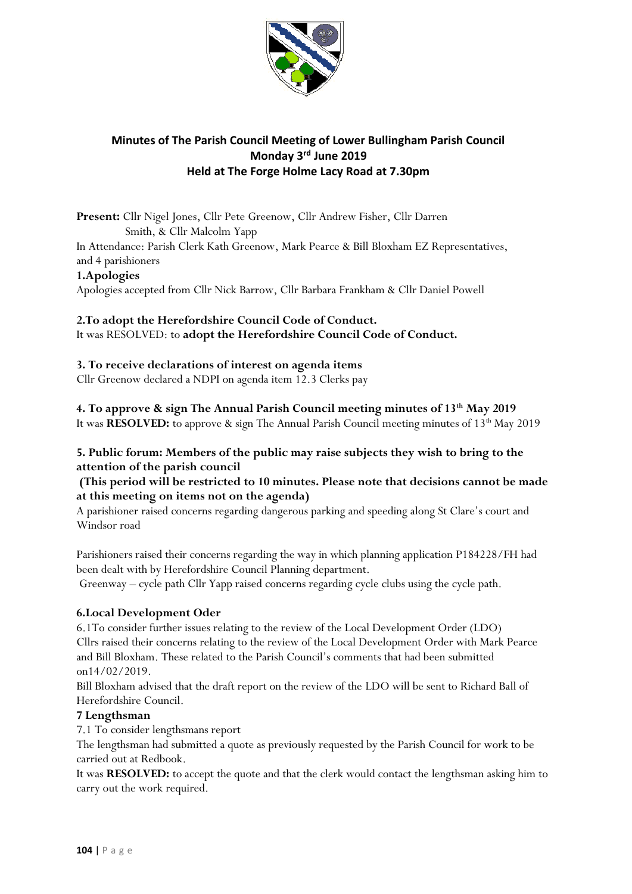# Minutes of The Parish Council Meeting of Lower Bullingham Parish Council
## Monday 3rd June 2019
## Held at The Forge Holme Lacy Road at 7.30pm

**Present:** Cllr Nigel Jones, Cllr Pete Greenow, Cllr Andrew Fisher, Cllr Darren Smith, & Cllr Malcolm Yapp

In Attendance: Parish Clerk Kath Greenow, Mark Pearce & Bill Bloxham EZ Representatives, and 4 parishioners

**1.Apologies**

Apologies accepted from Cllr Nick Barrow, Cllr Barbara Frankham & Cllr Daniel Powell

**2.To adopt the Herefordshire Council Code of Conduct.**

It was RESOLVED: to **adopt the Herefordshire Council Code of Conduct.**

**3. To receive declarations of interest on agenda items**

Cllr Greenow declared a NDPI on agenda item 12.3 Clerks pay

**4. To approve & sign The Annual Parish Council meeting minutes of 13th May 2019**

It was **RESOLVED:** to approve & sign The Annual Parish Council meeting minutes of 13th May 2019

**5. Public forum: Members of the public may raise subjects they wish to bring to the attention of the parish council**

**(This period will be restricted to 10 minutes. Please note that decisions cannot be made at this meeting on items not on the agenda)**

A parishioner raised concerns regarding dangerous parking and speeding along St Clare's court and Windsor road

Parishioners raised their concerns regarding the way in which planning application P184228/FH had been dealt with by Herefordshire Council Planning department.

Greenway – cycle path Cllr Yapp raised concerns regarding cycle clubs using the cycle path.

**6.Local Development Oder**

6.1To consider further issues relating to the review of the Local Development Order (LDO)

Cllrs raised their concerns relating to the review of the Local Development Order with Mark Pearce and Bill Bloxham. These related to the Parish Council's comments that had been submitted on14/02/2019.

Bill Bloxham advised that the draft report on the review of the LDO will be sent to Richard Ball of Herefordshire Council.

**7 Lengthsman**

7.1 To consider lengthsmans report

The lengthsman had submitted a quote as previously requested by the Parish Council for work to be carried out at Redbook.

It was **RESOLVED:** to accept the quote and that the clerk would contact the lengthsman asking him to carry out the work required.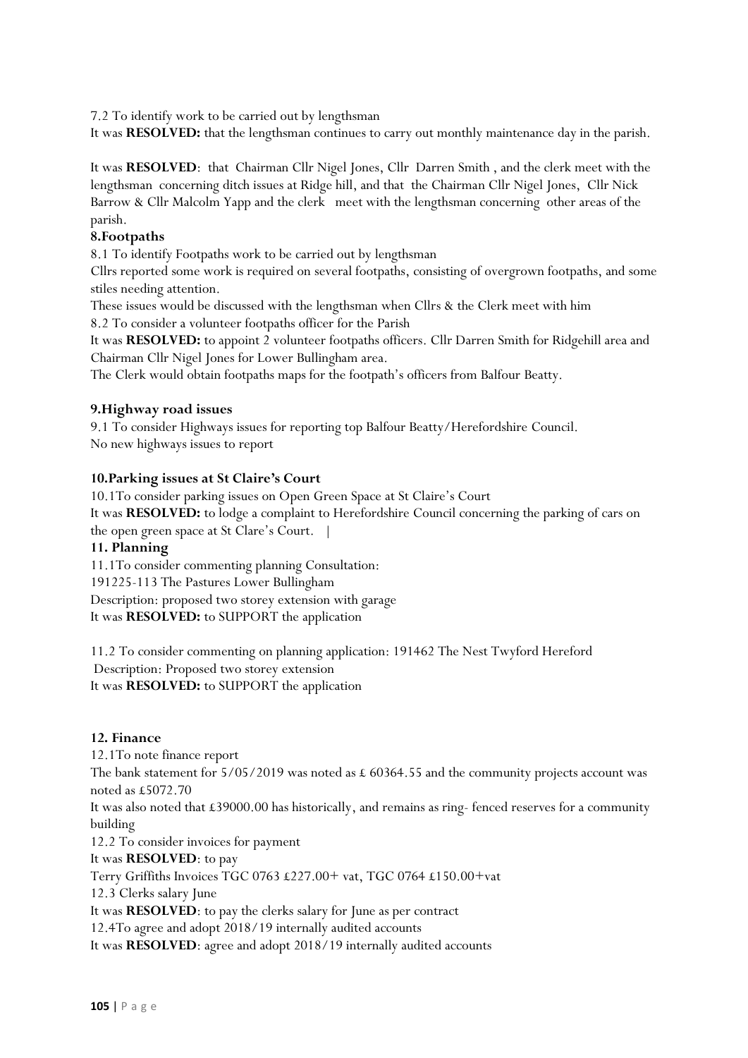7.2 To identify work to be carried out by lengthsman

It was **RESOLVED:** that the lengthsman continues to carry out monthly maintenance day in the parish.

It was **RESOLVED**: that Chairman Cllr Nigel Jones, Cllr Darren Smith , and the clerk meet with the lengthsman concerning ditch issues at Ridge hill, and that the Chairman Cllr Nigel Jones, Cllr Nick Barrow & Cllr Malcolm Yapp and the clerk meet with the lengthsman concerning other areas of the parish.

**8.Footpaths**

8.1 To identify Footpaths work to be carried out by lengthsman

Cllrs reported some work is required on several footpaths, consisting of overgrown footpaths, and some stiles needing attention.

These issues would be discussed with the lengthsman when Cllrs & the Clerk meet with him

8.2 To consider a volunteer footpaths officer for the Parish

It was **RESOLVED:** to appoint 2 volunteer footpaths officers. Cllr Darren Smith for Ridgehill area and Chairman Cllr Nigel Jones for Lower Bullingham area.

The Clerk would obtain footpaths maps for the footpath's officers from Balfour Beatty.

**9.Highway road issues**

9.1 To consider Highways issues for reporting top Balfour Beatty/Herefordshire Council.

No new highways issues to report

**10.Parking issues at St Claire's Court**

10.1To consider parking issues on Open Green Space at St Claire's Court

It was **RESOLVED:** to lodge a complaint to Herefordshire Council concerning the parking of cars on the open green space at St Clare's Court. |

**11. Planning**

11.1To consider commenting planning Consultation:

191225-113 The Pastures Lower Bullingham

Description: proposed two storey extension with garage

It was **RESOLVED:** to SUPPORT the application

11.2 To consider commenting on planning application: 191462 The Nest Twyford Hereford

Description: Proposed two storey extension

It was **RESOLVED:** to SUPPORT the application

**12. Finance**

12.1To note finance report

The bank statement for 5/05/2019 was noted as £ 60364.55 and the community projects account was noted as £5072.70

It was also noted that £39000.00 has historically, and remains as ring- fenced reserves for a community building

12.2 To consider invoices for payment

It was **RESOLVED**: to pay

Terry Griffiths Invoices TGC 0763 £227.00+ vat, TGC 0764 £150.00+vat

12.3 Clerks salary June

It was **RESOLVED**: to pay the clerks salary for June as per contract

12.4To agree and adopt 2018/19 internally audited accounts

It was **RESOLVED**: agree and adopt 2018/19 internally audited accounts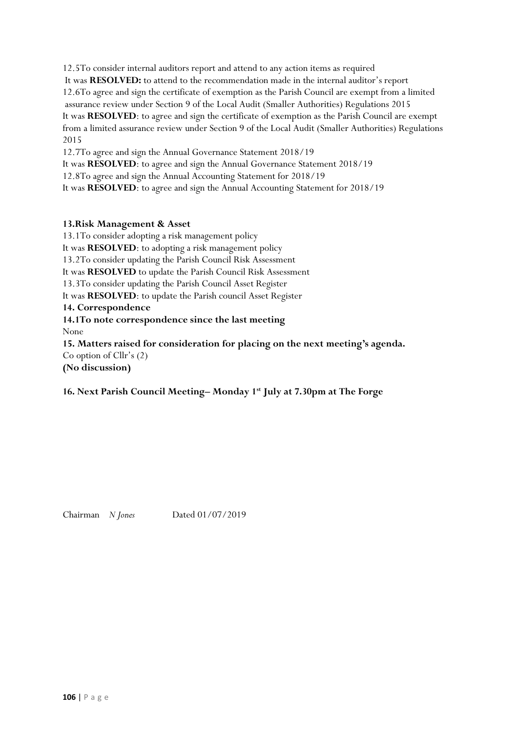12.5To consider internal auditors report and attend to any action items as required

It was **RESOLVED:** to attend to the recommendation made in the internal auditor's report

12.6To agree and sign the certificate of exemption as the Parish Council are exempt from a limited assurance review under Section 9 of the Local Audit (Smaller Authorities) Regulations 2015

It was **RESOLVED**: to agree and sign the certificate of exemption as the Parish Council are exempt from a limited assurance review under Section 9 of the Local Audit (Smaller Authorities) Regulations 2015

12.7To agree and sign the Annual Governance Statement 2018/19

It was **RESOLVED**: to agree and sign the Annual Governance Statement 2018/19

12.8To agree and sign the Annual Accounting Statement for 2018/19

It was **RESOLVED**: to agree and sign the Annual Accounting Statement for 2018/19

**13.Risk Management & Asset**

13.1To consider adopting a risk management policy

It was **RESOLVED**: to adopting a risk management policy

13.2To consider updating the Parish Council Risk Assessment

It was **RESOLVED** to update the Parish Council Risk Assessment

13.3To consider updating the Parish Council Asset Register

It was **RESOLVED**: to update the Parish council Asset Register

**14. Correspondence**

**14.1To note correspondence since the last meeting**

None

**15. Matters raised for consideration for placing on the next meeting's agenda.**

Co option of Cllr's (2)

**(No discussion)**

**16. Next Parish Council Meeting– Monday 1st July at 7.30pm at The Forge**

Chairman *N Jones* Dated 01/07/2019